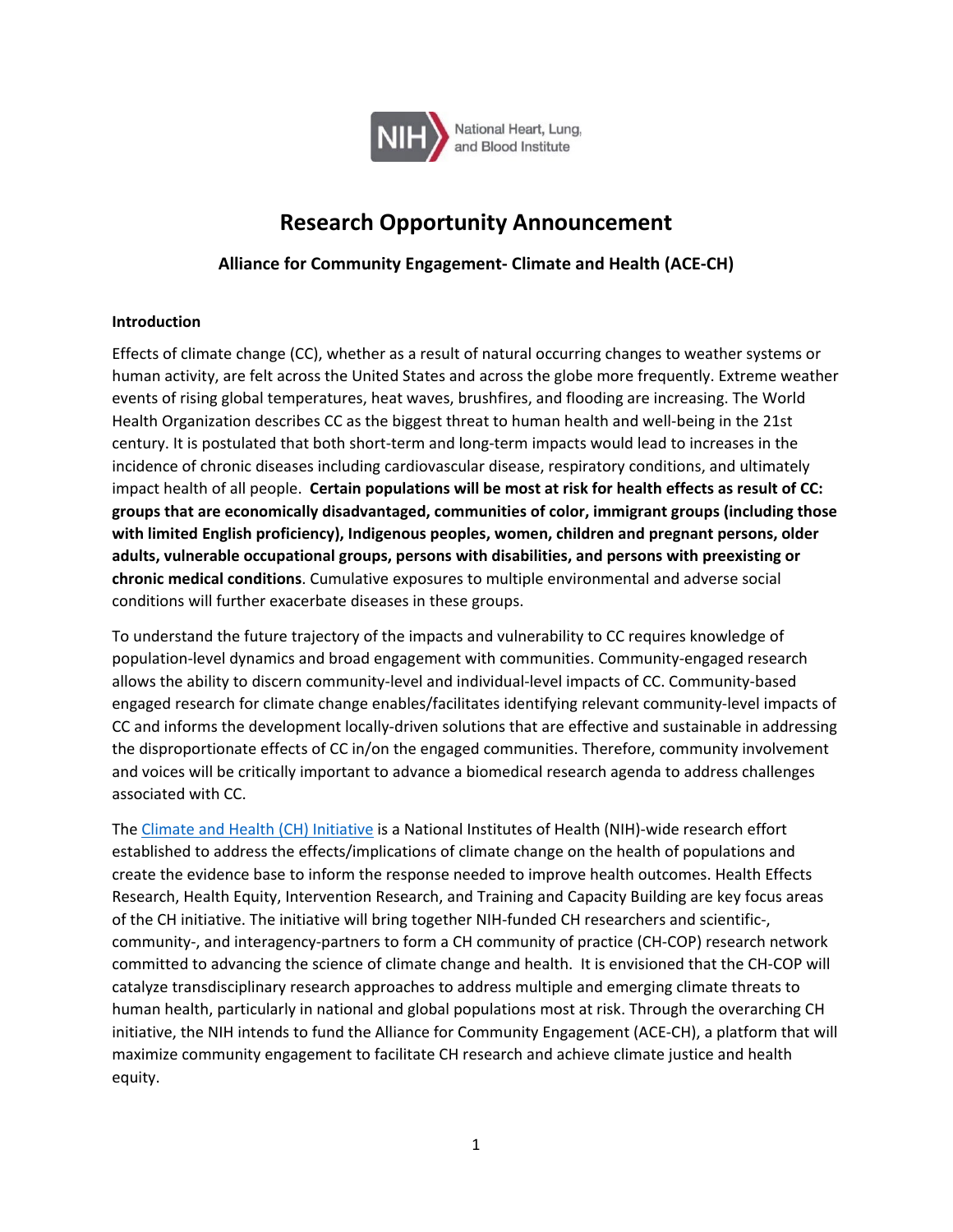NIH National Heart, Lung, and Blood Institute

# Research Opportunity Announcement

## Alliance for Community Engagement- Climate and Health (ACE-CH)

### Introduction

Effects of climate change (CC), whether as a result of natural occurring changes to weather systems or human activity, are felt across the United States and across the globe more frequently. Extreme weather events of rising global temperatures, heat waves, brushfires, and flooding are increasing. The World Health Organization describes CC as the biggest threat to human health and well-being in the 21st century. It is postulated that both short-term and long-term impacts would lead to increases in the incidence of chronic diseases including cardiovascular disease, respiratory conditions, and ultimately impact health of all people. **Certain populations will be most at risk for health effects as result of CC: groups that are economically disadvantaged, communities of color, immigrant groups (including those with limited English proficiency), Indigenous peoples, women, children and pregnant persons, older adults, vulnerable occupational groups, persons with disabilities, and persons with preexisting or chronic medical conditions**. Cumulative exposures to multiple environmental and adverse social conditions will further exacerbate diseases in these groups.

To understand the future trajectory of the impacts and vulnerability to CC requires knowledge of population-level dynamics and broad engagement with communities. Community-engaged research allows the ability to discern community-level and individual-level impacts of CC. Community-based engaged research for climate change enables/facilitates identifying relevant community-level impacts of CC and informs the development locally-driven solutions that are effective and sustainable in addressing the disproportionate effects of CC in/on the engaged communities. Therefore, community involvement and voices will be critically important to advance a biomedical research agenda to address challenges associated with CC.

The Climate and Health (CH) Initiative is a National Institutes of Health (NIH)-wide research effort established to address the effects/implications of climate change on the health of populations and create the evidence base to inform the response needed to improve health outcomes. Health Effects Research, Health Equity, Intervention Research, and Training and Capacity Building are key focus areas of the CH initiative. The initiative will bring together NIH-funded CH researchers and scientific-, community-, and interagency-partners to form a CH community of practice (CH-COP) research network committed to advancing the science of climate change and health. It is envisioned that the CH-COP will catalyze transdisciplinary research approaches to address multiple and emerging climate threats to human health, particularly in national and global populations most at risk. Through the overarching CH initiative, the NIH intends to fund the Alliance for Community Engagement (ACE-CH), a platform that will maximize community engagement to facilitate CH research and achieve climate justice and health equity.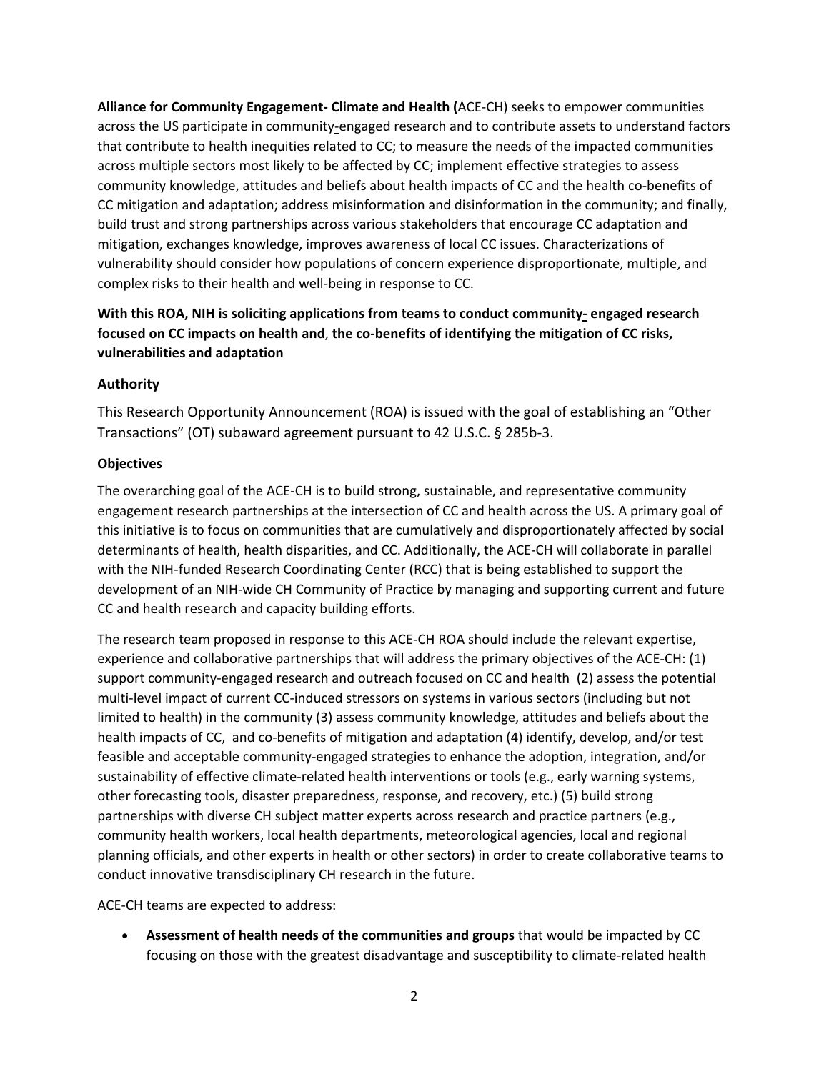**Alliance for Community Engagement- Climate and Health (**ACE-CH) seeks to empower communities across the US participate in community-engaged research and to contribute assets to understand factors that contribute to health inequities related to CC; to measure the needs of the impacted communities across multiple sectors most likely to be affected by CC; implement effective strategies to assess community knowledge, attitudes and beliefs about health impacts of CC and the health co-benefits of CC mitigation and adaptation; address misinformation and disinformation in the community; and finally, build trust and strong partnerships across various stakeholders that encourage CC adaptation and mitigation, exchanges knowledge, improves awareness of local CC issues. Characterizations of vulnerability should consider how populations of concern experience disproportionate, multiple, and complex risks to their health and well-being in response to CC.

**With this ROA, NIH is soliciting applications from teams to conduct community- engaged research focused on CC impacts on health and, the co-benefits of identifying the mitigation of CC risks, vulnerabilities and adaptation**

### Authority

This Research Opportunity Announcement (ROA) is issued with the goal of establishing an "Other Transactions" (OT) subaward agreement pursuant to 42 U.S.C. § 285b-3.

### Objectives

The overarching goal of the ACE-CH is to build strong, sustainable, and representative community engagement research partnerships at the intersection of CC and health across the US. A primary goal of this initiative is to focus on communities that are cumulatively and disproportionately affected by social determinants of health, health disparities, and CC. Additionally, the ACE-CH will collaborate in parallel with the NIH-funded Research Coordinating Center (RCC) that is being established to support the development of an NIH-wide CH Community of Practice by managing and supporting current and future CC and health research and capacity building efforts.

The research team proposed in response to this ACE-CH ROA should include the relevant expertise, experience and collaborative partnerships that will address the primary objectives of the ACE-CH: (1) support community-engaged research and outreach focused on CC and health (2) assess the potential multi-level impact of current CC-induced stressors on systems in various sectors (including but not limited to health) in the community (3) assess community knowledge, attitudes and beliefs about the health impacts of CC, and co-benefits of mitigation and adaptation (4) identify, develop, and/or test feasible and acceptable community-engaged strategies to enhance the adoption, integration, and/or sustainability of effective climate-related health interventions or tools (e.g., early warning systems, other forecasting tools, disaster preparedness, response, and recovery, etc.) (5) build strong partnerships with diverse CH subject matter experts across research and practice partners (e.g., community health workers, local health departments, meteorological agencies, local and regional planning officials, and other experts in health or other sectors) in order to create collaborative teams to conduct innovative transdisciplinary CH research in the future.

ACE-CH teams are expected to address:

- **Assessment of health needs of the communities and groups** that would be impacted by CC focusing on those with the greatest disadvantage and susceptibility to climate-related health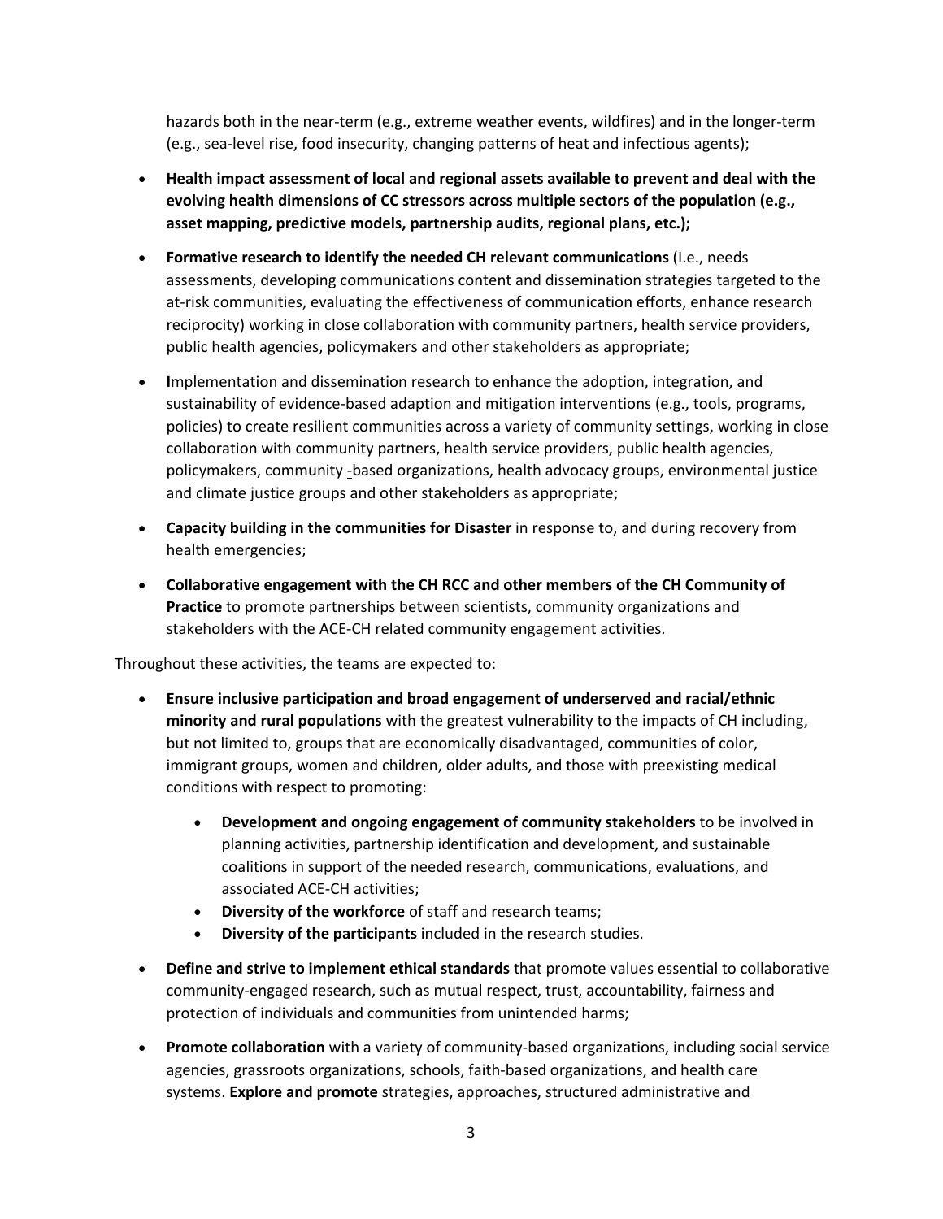hazards both in the near-term (e.g., extreme weather events, wildfires) and in the longer-term (e.g., sea-level rise, food insecurity, changing patterns of heat and infectious agents);

- **Health impact assessment of local and regional assets available to prevent and deal with the evolving health dimensions of CC stressors across multiple sectors of the population (e.g., asset mapping, predictive models, partnership audits, regional plans, etc.);**
- **Formative research to identify the needed CH relevant communications** (I.e., needs assessments, developing communications content and dissemination strategies targeted to the at-risk communities, evaluating the effectiveness of communication efforts, enhance research reciprocity) working in close collaboration with community partners, health service providers, public health agencies, policymakers and other stakeholders as appropriate;
- **I**mplementation and dissemination research to enhance the adoption, integration, and sustainability of evidence-based adaption and mitigation interventions (e.g., tools, programs, policies) to create resilient communities across a variety of community settings, working in close collaboration with community partners, health service providers, public health agencies, policymakers, community -based organizations, health advocacy groups, environmental justice and climate justice groups and other stakeholders as appropriate;
- **Capacity building in the communities for Disaster** in response to, and during recovery from health emergencies;
- **Collaborative engagement with the CH RCC and other members of the CH Community of Practice** to promote partnerships between scientists, community organizations and stakeholders with the ACE-CH related community engagement activities.

Throughout these activities, the teams are expected to:

- **Ensure inclusive participation and broad engagement of underserved and racial/ethnic minority and rural populations** with the greatest vulnerability to the impacts of CH including, but not limited to, groups that are economically disadvantaged, communities of color, immigrant groups, women and children, older adults, and those with preexisting medical conditions with respect to promoting:
    - **Development and ongoing engagement of community stakeholders** to be involved in planning activities, partnership identification and development, and sustainable coalitions in support of the needed research, communications, evaluations, and associated ACE-CH activities;
    - **Diversity of the workforce** of staff and research teams;
    - **Diversity of the participants** included in the research studies.
- **Define and strive to implement ethical standards** that promote values essential to collaborative community-engaged research, such as mutual respect, trust, accountability, fairness and protection of individuals and communities from unintended harms;
- **Promote collaboration** with a variety of community-based organizations, including social service agencies, grassroots organizations, schools, faith-based organizations, and health care systems. **Explore and promote** strategies, approaches, structured administrative and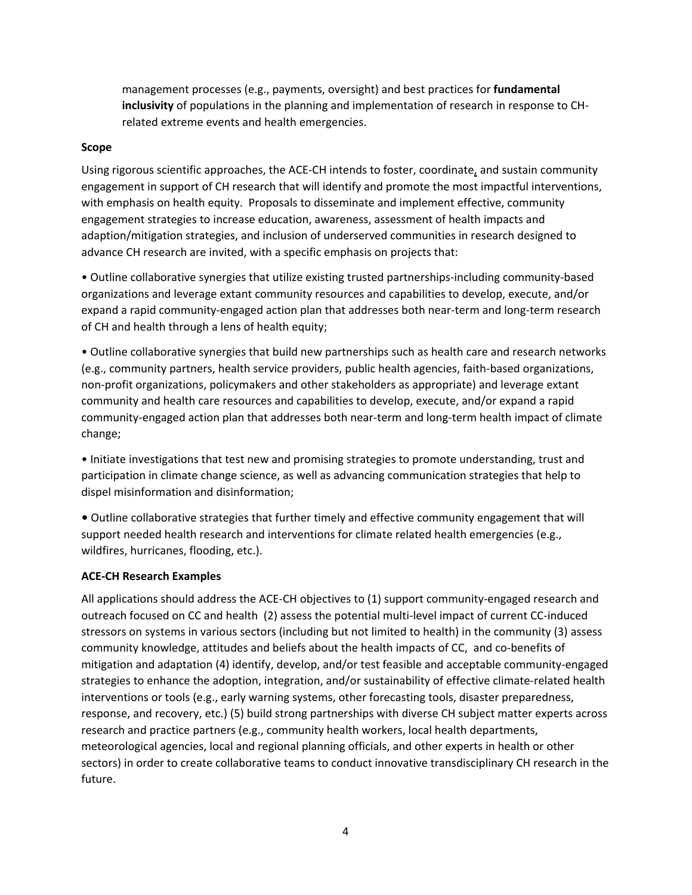management processes (e.g., payments, oversight) and best practices for **fundamental inclusivity** of populations in the planning and implementation of research in response to CH-related extreme events and health emergencies.

**Scope**

Using rigorous scientific approaches, the ACE-CH intends to foster, coordinate, and sustain community engagement in support of CH research that will identify and promote the most impactful interventions, with emphasis on health equity. Proposals to disseminate and implement effective, community engagement strategies to increase education, awareness, assessment of health impacts and adaption/mitigation strategies, and inclusion of underserved communities in research designed to advance CH research are invited, with a specific emphasis on projects that:

• Outline collaborative synergies that utilize existing trusted partnerships-including community-based organizations and leverage extant community resources and capabilities to develop, execute, and/or expand a rapid community-engaged action plan that addresses both near-term and long-term research of CH and health through a lens of health equity;

• Outline collaborative synergies that build new partnerships such as health care and research networks (e.g., community partners, health service providers, public health agencies, faith-based organizations, non-profit organizations, policymakers and other stakeholders as appropriate) and leverage extant community and health care resources and capabilities to develop, execute, and/or expand a rapid community-engaged action plan that addresses both near-term and long-term health impact of climate change;

• Initiate investigations that test new and promising strategies to promote understanding, trust and participation in climate change science, as well as advancing communication strategies that help to dispel misinformation and disinformation;

• Outline collaborative strategies that further timely and effective community engagement that will support needed health research and interventions for climate related health emergencies (e.g., wildfires, hurricanes, flooding, etc.).

**ACE-CH Research Examples**

All applications should address the ACE-CH objectives to (1) support community-engaged research and outreach focused on CC and health (2) assess the potential multi-level impact of current CC-induced stressors on systems in various sectors (including but not limited to health) in the community (3) assess community knowledge, attitudes and beliefs about the health impacts of CC, and co-benefits of mitigation and adaptation (4) identify, develop, and/or test feasible and acceptable community-engaged strategies to enhance the adoption, integration, and/or sustainability of effective climate-related health interventions or tools (e.g., early warning systems, other forecasting tools, disaster preparedness, response, and recovery, etc.) (5) build strong partnerships with diverse CH subject matter experts across research and practice partners (e.g., community health workers, local health departments, meteorological agencies, local and regional planning officials, and other experts in health or other sectors) in order to create collaborative teams to conduct innovative transdisciplinary CH research in the future.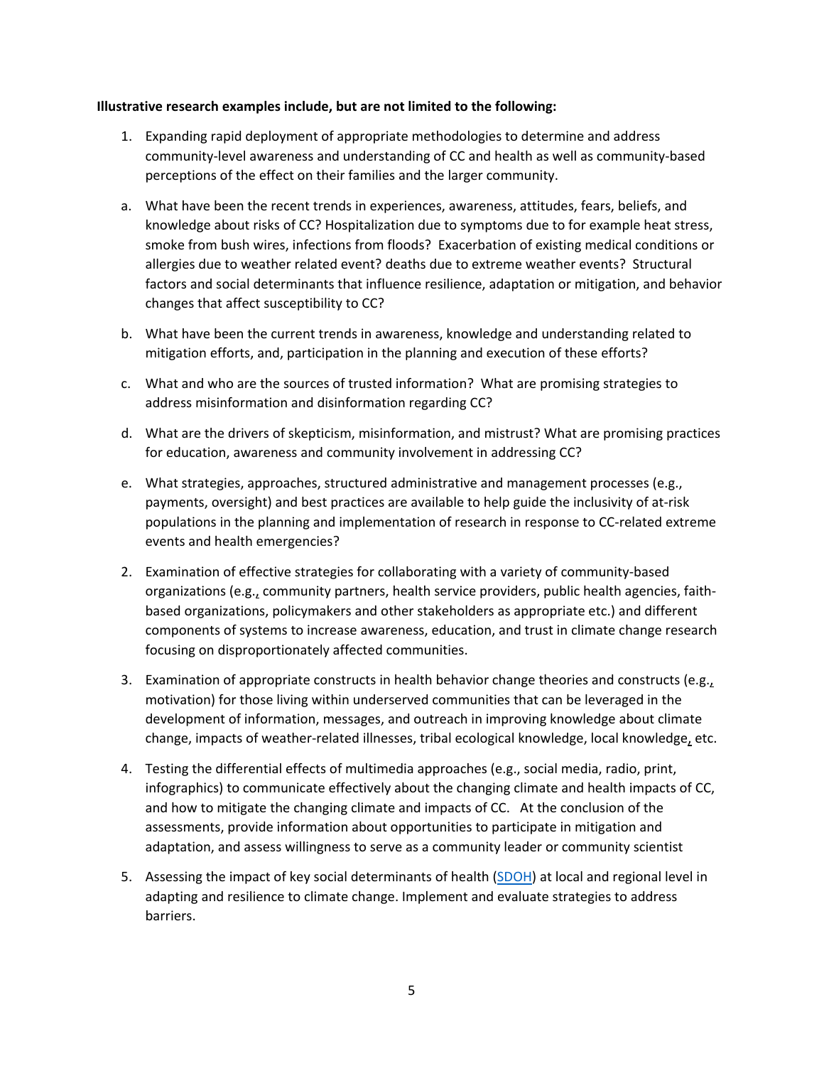**Illustrative research examples include, but are not limited to the following:**

1. Expanding rapid deployment of appropriate methodologies to determine and address community-level awareness and understanding of CC and health as well as community-based perceptions of the effect on their families and the larger community.

a. What have been the recent trends in experiences, awareness, attitudes, fears, beliefs, and knowledge about risks of CC? Hospitalization due to symptoms due to for example heat stress, smoke from bush wires, infections from floods? Exacerbation of existing medical conditions or allergies due to weather related event? deaths due to extreme weather events? Structural factors and social determinants that influence resilience, adaptation or mitigation, and behavior changes that affect susceptibility to CC?

b. What have been the current trends in awareness, knowledge and understanding related to mitigation efforts, and, participation in the planning and execution of these efforts?

c. What and who are the sources of trusted information? What are promising strategies to address misinformation and disinformation regarding CC?

d. What are the drivers of skepticism, misinformation, and mistrust? What are promising practices for education, awareness and community involvement in addressing CC?

e. What strategies, approaches, structured administrative and management processes (e.g., payments, oversight) and best practices are available to help guide the inclusivity of at-risk populations in the planning and implementation of research in response to CC-related extreme events and health emergencies?

2. Examination of effective strategies for collaborating with a variety of community-based organizations (e.g., community partners, health service providers, public health agencies, faith-based organizations, policymakers and other stakeholders as appropriate etc.) and different components of systems to increase awareness, education, and trust in climate change research focusing on disproportionately affected communities.

3. Examination of appropriate constructs in health behavior change theories and constructs (e.g., motivation) for those living within underserved communities that can be leveraged in the development of information, messages, and outreach in improving knowledge about climate change, impacts of weather-related illnesses, tribal ecological knowledge, local knowledge, etc.

4. Testing the differential effects of multimedia approaches (e.g., social media, radio, print, infographics) to communicate effectively about the changing climate and health impacts of CC, and how to mitigate the changing climate and impacts of CC. At the conclusion of the assessments, provide information about opportunities to participate in mitigation and adaptation, and assess willingness to serve as a community leader or community scientist

5. Assessing the impact of key social determinants of health (SDOH) at local and regional level in adapting and resilience to climate change. Implement and evaluate strategies to address barriers.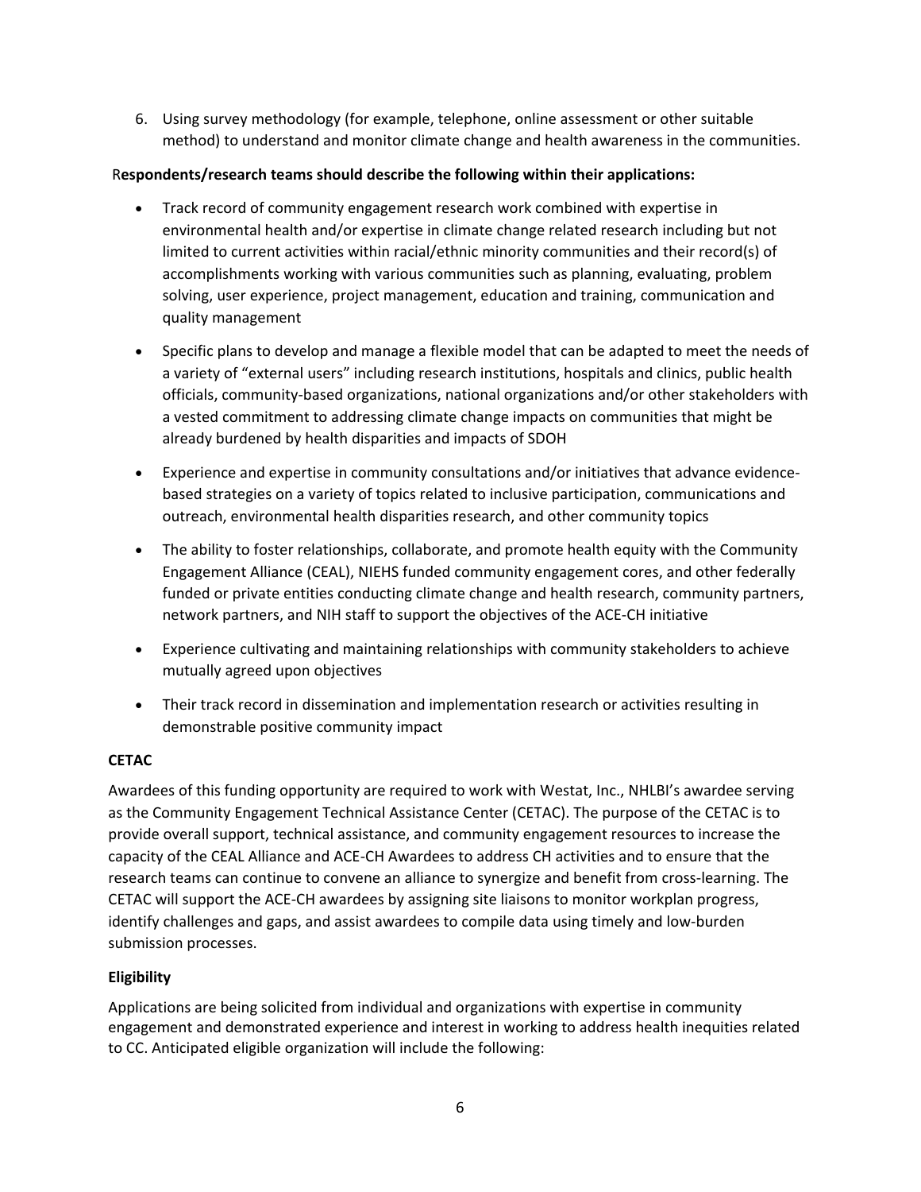6. Using survey methodology (for example, telephone, online assessment or other suitable method) to understand and monitor climate change and health awareness in the communities.

**Respondents/research teams should describe the following within their applications:**

- Track record of community engagement research work combined with expertise in environmental health and/or expertise in climate change related research including but not limited to current activities within racial/ethnic minority communities and their record(s) of accomplishments working with various communities such as planning, evaluating, problem solving, user experience, project management, education and training, communication and quality management
- Specific plans to develop and manage a flexible model that can be adapted to meet the needs of a variety of "external users" including research institutions, hospitals and clinics, public health officials, community-based organizations, national organizations and/or other stakeholders with a vested commitment to addressing climate change impacts on communities that might be already burdened by health disparities and impacts of SDOH
- Experience and expertise in community consultations and/or initiatives that advance evidence-based strategies on a variety of topics related to inclusive participation, communications and outreach, environmental health disparities research, and other community topics
- The ability to foster relationships, collaborate, and promote health equity with the Community Engagement Alliance (CEAL), NIEHS funded community engagement cores, and other federally funded or private entities conducting climate change and health research, community partners, network partners, and NIH staff to support the objectives of the ACE-CH initiative
- Experience cultivating and maintaining relationships with community stakeholders to achieve mutually agreed upon objectives
- Their track record in dissemination and implementation research or activities resulting in demonstrable positive community impact

**CETAC**

Awardees of this funding opportunity are required to work with Westat, Inc., NHLBI's awardee serving as the Community Engagement Technical Assistance Center (CETAC). The purpose of the CETAC is to provide overall support, technical assistance, and community engagement resources to increase the capacity of the CEAL Alliance and ACE-CH Awardees to address CH activities and to ensure that the research teams can continue to convene an alliance to synergize and benefit from cross-learning. The CETAC will support the ACE-CH awardees by assigning site liaisons to monitor workplan progress, identify challenges and gaps, and assist awardees to compile data using timely and low-burden submission processes.

**Eligibility**

Applications are being solicited from individual and organizations with expertise in community engagement and demonstrated experience and interest in working to address health inequities related to CC. Anticipated eligible organization will include the following: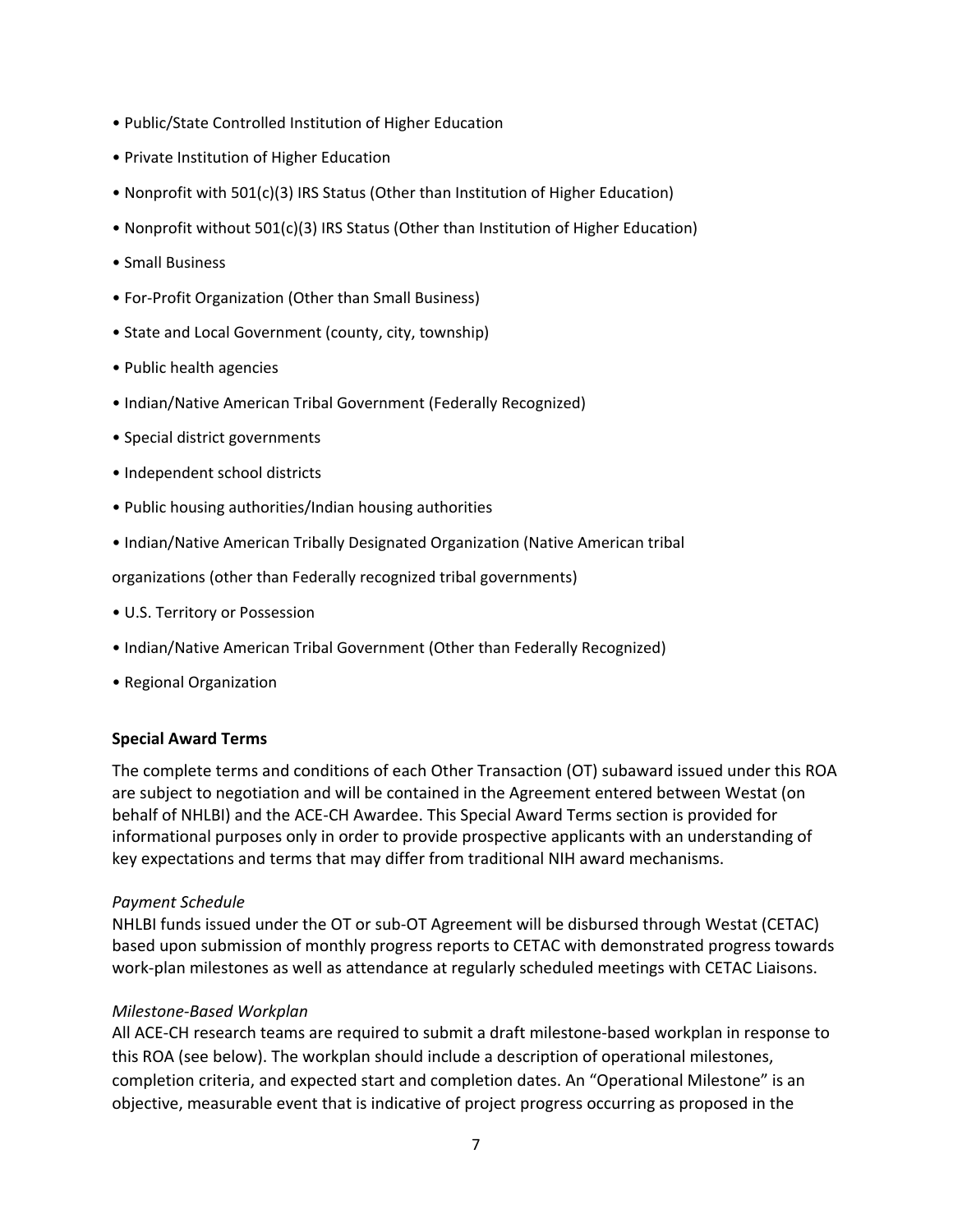- Public/State Controlled Institution of Higher Education
- Private Institution of Higher Education
- Nonprofit with 501(c)(3) IRS Status (Other than Institution of Higher Education)
- Nonprofit without 501(c)(3) IRS Status (Other than Institution of Higher Education)
- Small Business
- For-Profit Organization (Other than Small Business)
- State and Local Government (county, city, township)
- Public health agencies
- Indian/Native American Tribal Government (Federally Recognized)
- Special district governments
- Independent school districts
- Public housing authorities/Indian housing authorities
- Indian/Native American Tribally Designated Organization (Native American tribal organizations (other than Federally recognized tribal governments)
- U.S. Territory or Possession
- Indian/Native American Tribal Government (Other than Federally Recognized)
- Regional Organization

**Special Award Terms**

The complete terms and conditions of each Other Transaction (OT) subaward issued under this ROA are subject to negotiation and will be contained in the Agreement entered between Westat (on behalf of NHLBI) and the ACE-CH Awardee. This Special Award Terms section is provided for informational purposes only in order to provide prospective applicants with an understanding of key expectations and terms that may differ from traditional NIH award mechanisms.

*Payment Schedule*

NHLBI funds issued under the OT or sub-OT Agreement will be disbursed through Westat (CETAC) based upon submission of monthly progress reports to CETAC with demonstrated progress towards work-plan milestones as well as attendance at regularly scheduled meetings with CETAC Liaisons.

*Milestone-Based Workplan*

All ACE-CH research teams are required to submit a draft milestone-based workplan in response to this ROA (see below). The workplan should include a description of operational milestones, completion criteria, and expected start and completion dates. An "Operational Milestone" is an objective, measurable event that is indicative of project progress occurring as proposed in the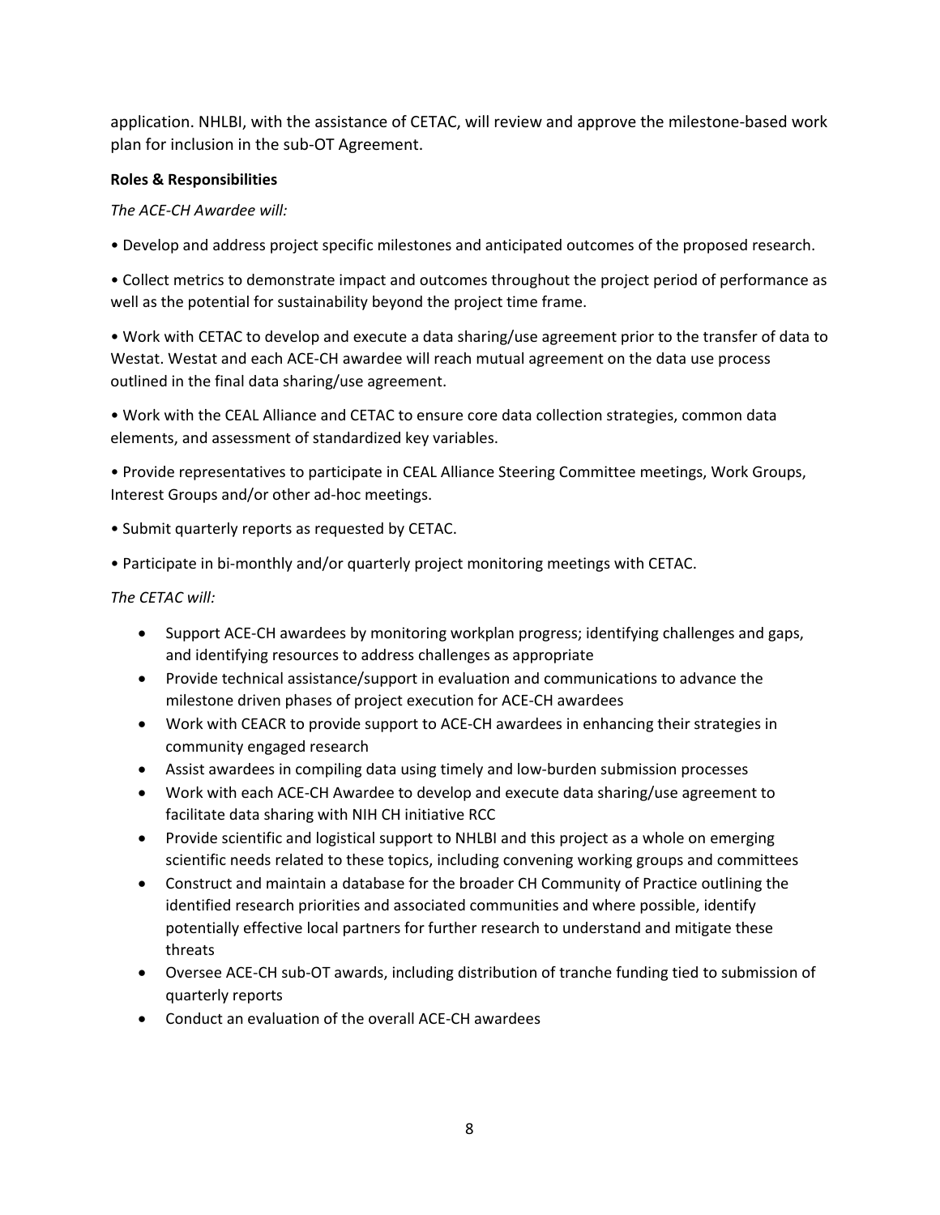application. NHLBI, with the assistance of CETAC, will review and approve the milestone-based work plan for inclusion in the sub-OT Agreement.

**Roles & Responsibilities**

*The ACE-CH Awardee will:*

• Develop and address project specific milestones and anticipated outcomes of the proposed research.

• Collect metrics to demonstrate impact and outcomes throughout the project period of performance as well as the potential for sustainability beyond the project time frame.

• Work with CETAC to develop and execute a data sharing/use agreement prior to the transfer of data to Westat. Westat and each ACE-CH awardee will reach mutual agreement on the data use process outlined in the final data sharing/use agreement.

• Work with the CEAL Alliance and CETAC to ensure core data collection strategies, common data elements, and assessment of standardized key variables.

• Provide representatives to participate in CEAL Alliance Steering Committee meetings, Work Groups, Interest Groups and/or other ad-hoc meetings.

• Submit quarterly reports as requested by CETAC.

• Participate in bi-monthly and/or quarterly project monitoring meetings with CETAC.

*The CETAC will:*

- Support ACE-CH awardees by monitoring workplan progress; identifying challenges and gaps, and identifying resources to address challenges as appropriate
- Provide technical assistance/support in evaluation and communications to advance the milestone driven phases of project execution for ACE-CH awardees
- Work with CEACR to provide support to ACE-CH awardees in enhancing their strategies in community engaged research
- Assist awardees in compiling data using timely and low-burden submission processes
- Work with each ACE-CH Awardee to develop and execute data sharing/use agreement to facilitate data sharing with NIH CH initiative RCC
- Provide scientific and logistical support to NHLBI and this project as a whole on emerging scientific needs related to these topics, including convening working groups and committees
- Construct and maintain a database for the broader CH Community of Practice outlining the identified research priorities and associated communities and where possible, identify potentially effective local partners for further research to understand and mitigate these threats
- Oversee ACE-CH sub-OT awards, including distribution of tranche funding tied to submission of quarterly reports
- Conduct an evaluation of the overall ACE-CH awardees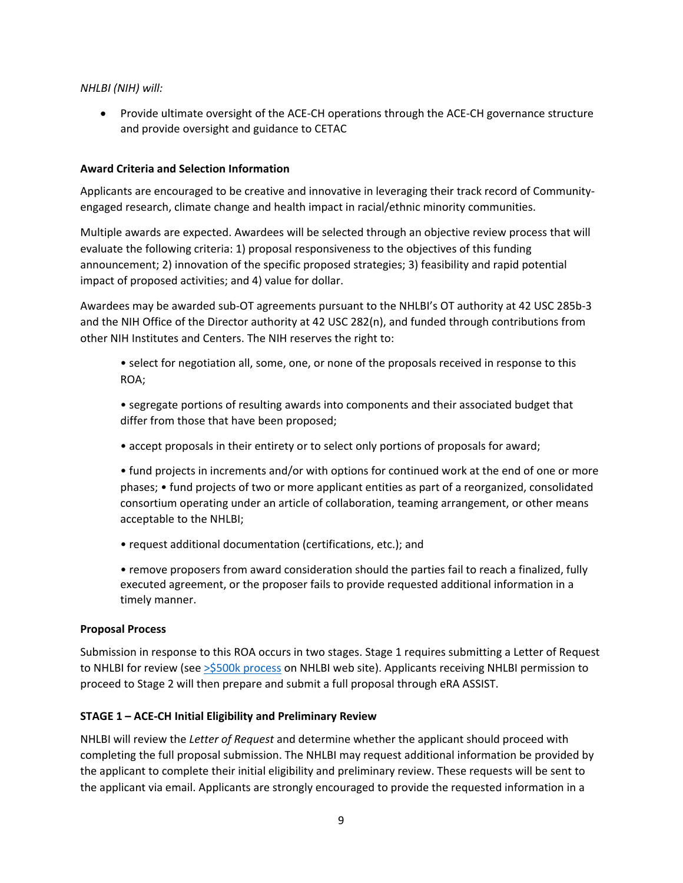*NHLBI (NIH) will:*

- Provide ultimate oversight of the ACE-CH operations through the ACE-CH governance structure and provide oversight and guidance to CETAC

**Award Criteria and Selection Information**

Applicants are encouraged to be creative and innovative in leveraging their track record of Community-engaged research, climate change and health impact in racial/ethnic minority communities.

Multiple awards are expected. Awardees will be selected through an objective review process that will evaluate the following criteria: 1) proposal responsiveness to the objectives of this funding announcement; 2) innovation of the specific proposed strategies; 3) feasibility and rapid potential impact of proposed activities; and 4) value for dollar.

Awardees may be awarded sub-OT agreements pursuant to the NHLBI's OT authority at 42 USC 285b-3 and the NIH Office of the Director authority at 42 USC 282(n), and funded through contributions from other NIH Institutes and Centers. The NIH reserves the right to:

• select for negotiation all, some, one, or none of the proposals received in response to this ROA;

• segregate portions of resulting awards into components and their associated budget that differ from those that have been proposed;

• accept proposals in their entirety or to select only portions of proposals for award;

• fund projects in increments and/or with options for continued work at the end of one or more phases; • fund projects of two or more applicant entities as part of a reorganized, consolidated consortium operating under an article of collaboration, teaming arrangement, or other means acceptable to the NHLBI;

• request additional documentation (certifications, etc.); and

• remove proposers from award consideration should the parties fail to reach a finalized, fully executed agreement, or the proposer fails to provide requested additional information in a timely manner.

**Proposal Process**

Submission in response to this ROA occurs in two stages. Stage 1 requires submitting a Letter of Request to NHLBI for review (see [>$500k process] on NHLBI web site). Applicants receiving NHLBI permission to proceed to Stage 2 will then prepare and submit a full proposal through eRA ASSIST.

**STAGE 1 – ACE-CH Initial Eligibility and Preliminary Review**

NHLBI will review the *Letter of Request* and determine whether the applicant should proceed with completing the full proposal submission. The NHLBI may request additional information be provided by the applicant to complete their initial eligibility and preliminary review. These requests will be sent to the applicant via email. Applicants are strongly encouraged to provide the requested information in a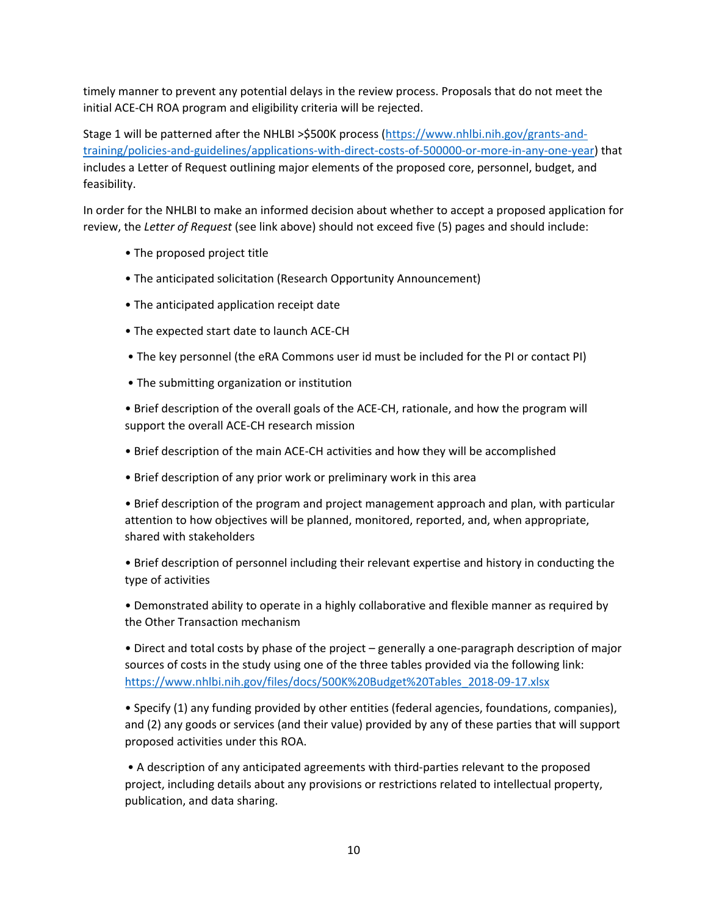timely manner to prevent any potential delays in the review process. Proposals that do not meet the initial ACE-CH ROA program and eligibility criteria will be rejected.

Stage 1 will be patterned after the NHLBI >$500K process (https://www.nhlbi.nih.gov/grants-and-training/policies-and-guidelines/applications-with-direct-costs-of-500000-or-more-in-any-one-year) that includes a Letter of Request outlining major elements of the proposed core, personnel, budget, and feasibility.

In order for the NHLBI to make an informed decision about whether to accept a proposed application for review, the *Letter of Request* (see link above) should not exceed five (5) pages and should include:

- The proposed project title
- The anticipated solicitation (Research Opportunity Announcement)
- The anticipated application receipt date
- The expected start date to launch ACE-CH
- The key personnel (the eRA Commons user id must be included for the PI or contact PI)
- The submitting organization or institution
- Brief description of the overall goals of the ACE-CH, rationale, and how the program will support the overall ACE-CH research mission
- Brief description of the main ACE-CH activities and how they will be accomplished
- Brief description of any prior work or preliminary work in this area
- Brief description of the program and project management approach and plan, with particular attention to how objectives will be planned, monitored, reported, and, when appropriate, shared with stakeholders
- Brief description of personnel including their relevant expertise and history in conducting the type of activities
- Demonstrated ability to operate in a highly collaborative and flexible manner as required by the Other Transaction mechanism
- Direct and total costs by phase of the project – generally a one-paragraph description of major sources of costs in the study using one of the three tables provided via the following link: https://www.nhlbi.nih.gov/files/docs/500K%20Budget%20Tables_2018-09-17.xlsx
- Specify (1) any funding provided by other entities (federal agencies, foundations, companies), and (2) any goods or services (and their value) provided by any of these parties that will support proposed activities under this ROA.
- A description of any anticipated agreements with third-parties relevant to the proposed project, including details about any provisions or restrictions related to intellectual property, publication, and data sharing.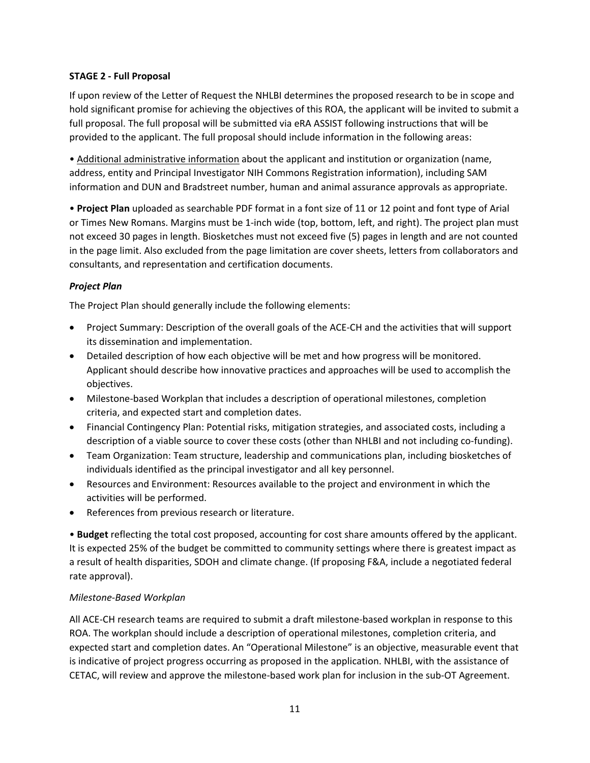**STAGE 2 - Full Proposal**

If upon review of the Letter of Request the NHLBI determines the proposed research to be in scope and hold significant promise for achieving the objectives of this ROA, the applicant will be invited to submit a full proposal. The full proposal will be submitted via eRA ASSIST following instructions that will be provided to the applicant. The full proposal should include information in the following areas:

• <u>Additional administrative information</u> about the applicant and institution or organization (name, address, entity and Principal Investigator NIH Commons Registration information), including SAM information and DUN and Bradstreet number, human and animal assurance approvals as appropriate.

• **Project Plan** uploaded as searchable PDF format in a font size of 11 or 12 point and font type of Arial or Times New Romans. Margins must be 1-inch wide (top, bottom, left, and right). The project plan must not exceed 30 pages in length. Biosketches must not exceed five (5) pages in length and are not counted in the page limit. Also excluded from the page limitation are cover sheets, letters from collaborators and consultants, and representation and certification documents.

***Project Plan***

The Project Plan should generally include the following elements:

- Project Summary: Description of the overall goals of the ACE-CH and the activities that will support its dissemination and implementation.
- Detailed description of how each objective will be met and how progress will be monitored. Applicant should describe how innovative practices and approaches will be used to accomplish the objectives.
- Milestone-based Workplan that includes a description of operational milestones, completion criteria, and expected start and completion dates.
- Financial Contingency Plan: Potential risks, mitigation strategies, and associated costs, including a description of a viable source to cover these costs (other than NHLBI and not including co-funding).
- Team Organization: Team structure, leadership and communications plan, including biosketches of individuals identified as the principal investigator and all key personnel.
- Resources and Environment: Resources available to the project and environment in which the activities will be performed.
- References from previous research or literature.

• **Budget** reflecting the total cost proposed, accounting for cost share amounts offered by the applicant. It is expected 25% of the budget be committed to community settings where there is greatest impact as a result of health disparities, SDOH and climate change. (If proposing F&A, include a negotiated federal rate approval).

*Milestone-Based Workplan*

All ACE-CH research teams are required to submit a draft milestone-based workplan in response to this ROA. The workplan should include a description of operational milestones, completion criteria, and expected start and completion dates. An "Operational Milestone" is an objective, measurable event that is indicative of project progress occurring as proposed in the application. NHLBI, with the assistance of CETAC, will review and approve the milestone-based work plan for inclusion in the sub-OT Agreement.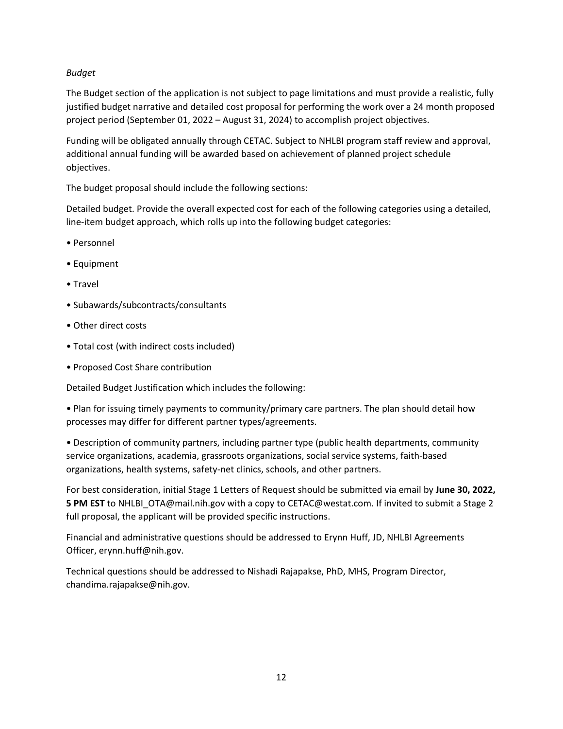*Budget*

The Budget section of the application is not subject to page limitations and must provide a realistic, fully justified budget narrative and detailed cost proposal for performing the work over a 24 month proposed project period (September 01, 2022 – August 31, 2024) to accomplish project objectives.

Funding will be obligated annually through CETAC. Subject to NHLBI program staff review and approval, additional annual funding will be awarded based on achievement of planned project schedule objectives.

The budget proposal should include the following sections:

Detailed budget. Provide the overall expected cost for each of the following categories using a detailed, line-item budget approach, which rolls up into the following budget categories:

• Personnel

• Equipment

• Travel

• Subawards/subcontracts/consultants

• Other direct costs

• Total cost (with indirect costs included)

• Proposed Cost Share contribution

Detailed Budget Justification which includes the following:

• Plan for issuing timely payments to community/primary care partners. The plan should detail how processes may differ for different partner types/agreements.

• Description of community partners, including partner type (public health departments, community service organizations, academia, grassroots organizations, social service systems, faith-based organizations, health systems, safety-net clinics, schools, and other partners.

For best consideration, initial Stage 1 Letters of Request should be submitted via email by **June 30, 2022, 5 PM EST** to NHLBI_OTA@mail.nih.gov with a copy to CETAC@westat.com. If invited to submit a Stage 2 full proposal, the applicant will be provided specific instructions.

Financial and administrative questions should be addressed to Erynn Huff, JD, NHLBI Agreements Officer, erynn.huff@nih.gov.

Technical questions should be addressed to Nishadi Rajapakse, PhD, MHS, Program Director, chandima.rajapakse@nih.gov.